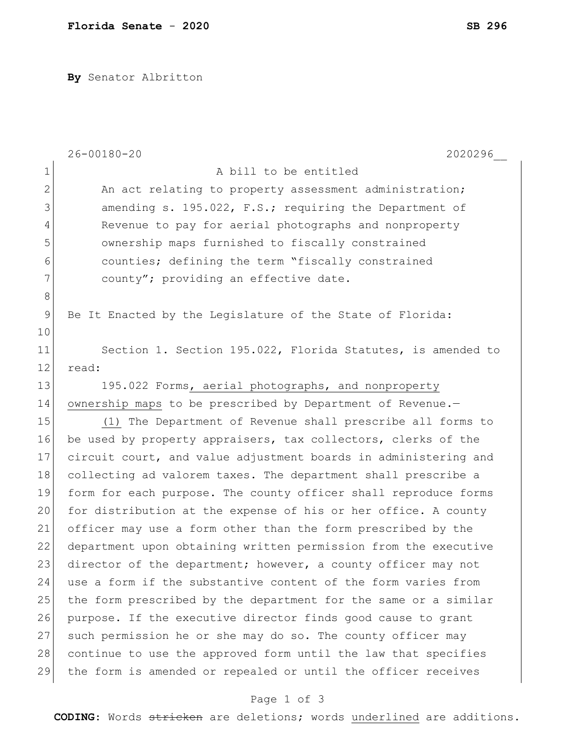**Florida Senate - 2020** **SB 296**

**By** Senator Albritton

26-00180-20 2020296__

A bill to be entitled

An act relating to property assessment administration; amending s. 195.022, F.S.; requiring the Department of Revenue to pay for aerial photographs and nonproperty ownership maps furnished to fiscally constrained counties; defining the term "fiscally constrained county"; providing an effective date.

Be It Enacted by the Legislature of the State of Florida:

Section 1. Section 195.022, Florida Statutes, is amended to read:

195.022 Forms<u>, aerial photographs, and nonproperty ownership maps</u> to be prescribed by Department of Revenue.—

<u>(1)</u> The Department of Revenue shall prescribe all forms to be used by property appraisers, tax collectors, clerks of the circuit court, and value adjustment boards in administering and collecting ad valorem taxes. The department shall prescribe a form for each purpose. The county officer shall reproduce forms for distribution at the expense of his or her office. A county officer may use a form other than the form prescribed by the department upon obtaining written permission from the executive director of the department; however, a county officer may not use a form if the substantive content of the form varies from the form prescribed by the department for the same or a similar purpose. If the executive director finds good cause to grant such permission he or she may do so. The county officer may continue to use the approved form until the law that specifies the form is amended or repealed or until the officer receives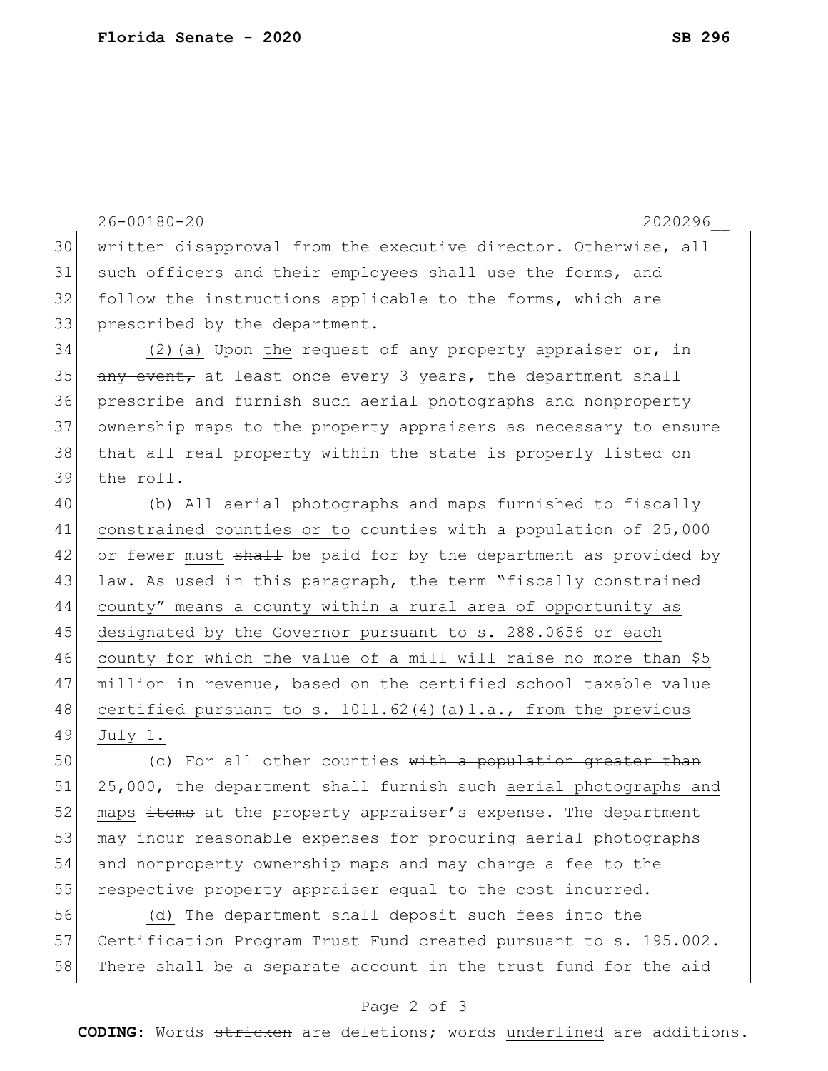written disapproval from the executive director. Otherwise, all such officers and their employees shall use the forms, and follow the instructions applicable to the forms, which are prescribed by the department.

(2)(a) Upon <u>the</u> request of any property appraiser or~~, in any event,~~ at least once every 3 years, the department shall prescribe and furnish such aerial photographs and nonproperty ownership maps to the property appraisers as necessary to ensure that all real property within the state is properly listed on the roll.

<u>(b)</u> All <u>aerial</u> photographs and maps furnished to <u>fiscally constrained counties or to</u> counties with a population of 25,000 or fewer <u>must</u> ~~shall~~ be paid for by the department as provided by law. <u>As used in this paragraph, the term "fiscally constrained county" means a county within a rural area of opportunity as designated by the Governor pursuant to s. 288.0656 or each county for which the value of a mill will raise no more than $5 million in revenue, based on the certified school taxable value certified pursuant to s. 1011.62(4)(a)1.a., from the previous July 1.</u>

<u>(c)</u> For <u>all other</u> counties ~~with a population greater than 25,000~~, the department shall furnish such <u>aerial photographs and maps</u> ~~items~~ at the property appraiser's expense. The department may incur reasonable expenses for procuring aerial photographs and nonproperty ownership maps and may charge a fee to the respective property appraiser equal to the cost incurred.

<u>(d)</u> The department shall deposit such fees into the Certification Program Trust Fund created pursuant to s. 195.002. There shall be a separate account in the trust fund for the aid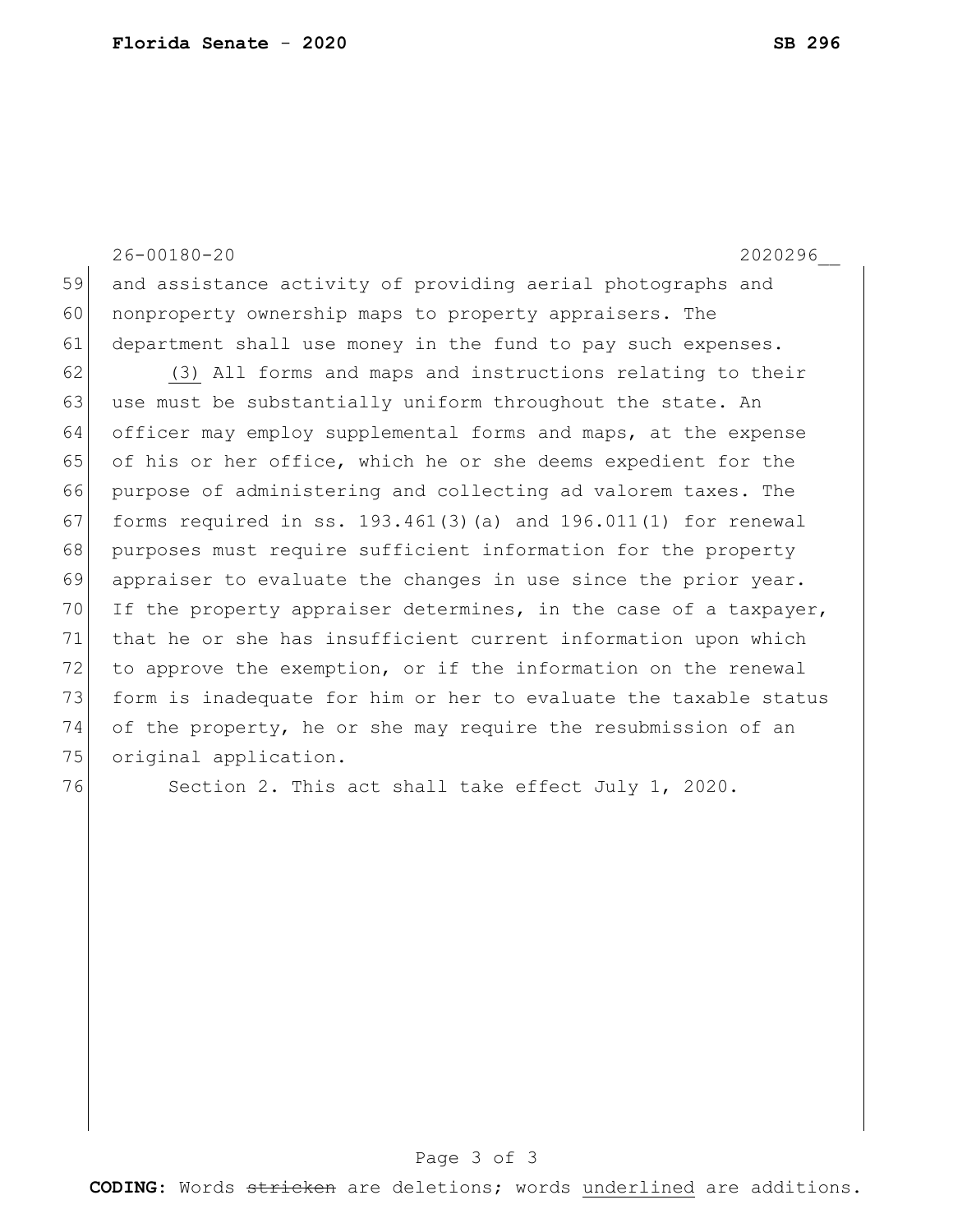26-00180-20 2020296__

and assistance activity of providing aerial photographs and nonproperty ownership maps to property appraisers. The department shall use money in the fund to pay such expenses.

<u>(3)</u> All forms and maps and instructions relating to their use must be substantially uniform throughout the state. An officer may employ supplemental forms and maps, at the expense of his or her office, which he or she deems expedient for the purpose of administering and collecting ad valorem taxes. The forms required in ss. 193.461(3)(a) and 196.011(1) for renewal purposes must require sufficient information for the property appraiser to evaluate the changes in use since the prior year. If the property appraiser determines, in the case of a taxpayer, that he or she has insufficient current information upon which to approve the exemption, or if the information on the renewal form is inadequate for him or her to evaluate the taxable status of the property, he or she may require the resubmission of an original application.

Section 2. This act shall take effect July 1, 2020.

**CODING:** Words ~~stricken~~ are deletions; words <u>underlined</u> are additions.